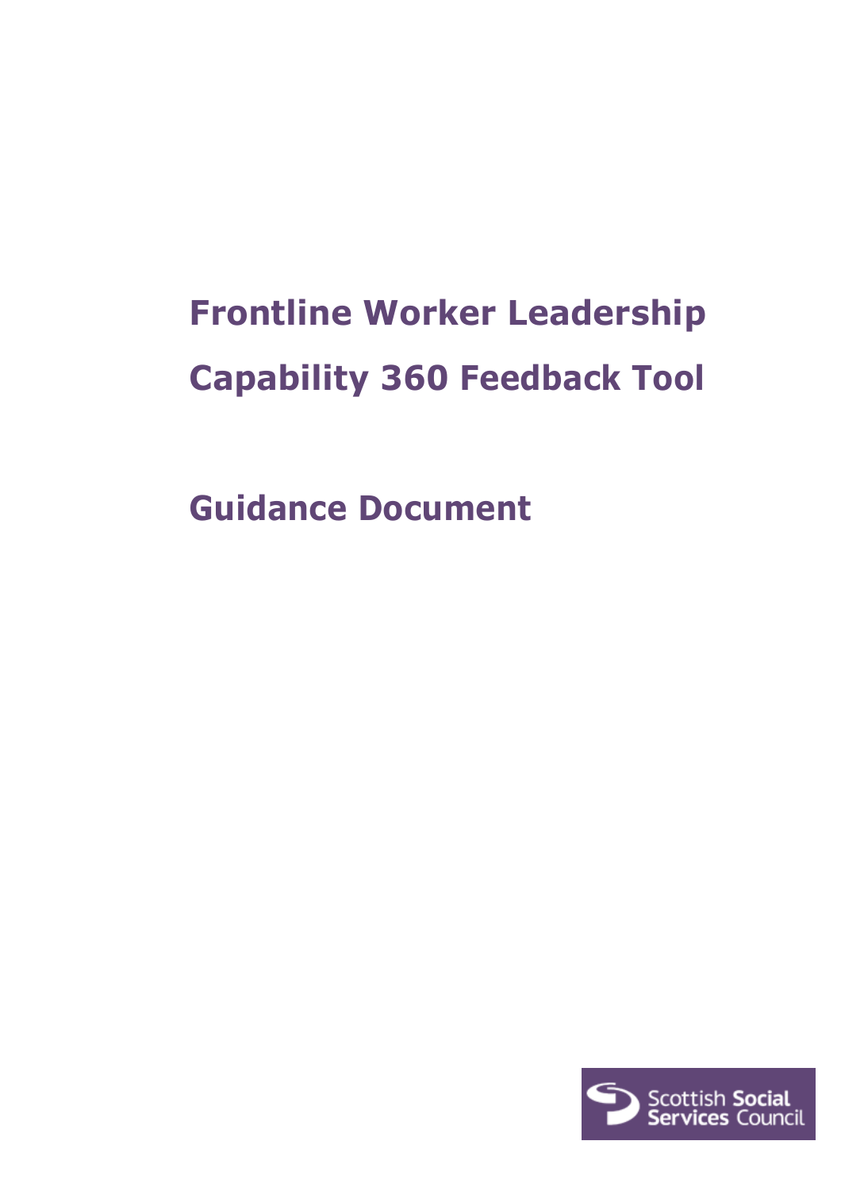# Frontline Worker Leadership Capability 360 Feedback Tool

## Guidance Document

Scottish Social Services Council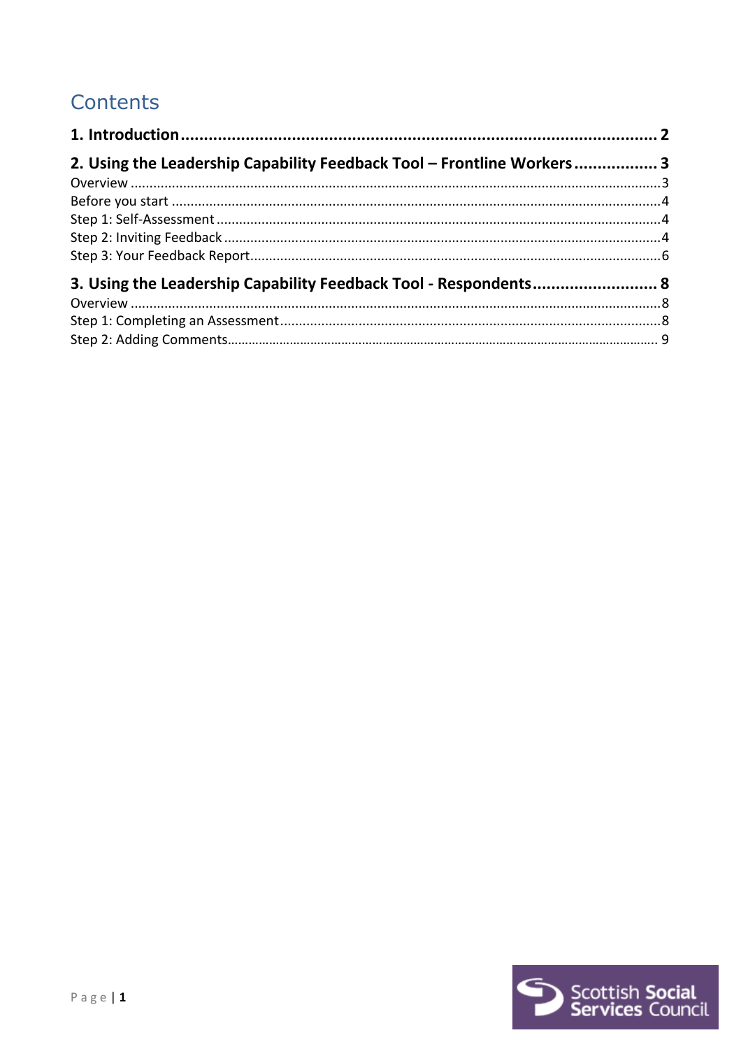# Contents

**1. Introduction ........................................................................................................ 2**

**2. Using the Leadership Capability Feedback Tool – Frontline Workers .................. 3**

Overview ........................................................................................................................... 3
Before you start ................................................................................................................ 4
Step 1: Self-Assessment .................................................................................................... 4
Step 2: Inviting Feedback .................................................................................................. 4
Step 3: Your Feedback Report ........................................................................................... 6

**3. Using the Leadership Capability Feedback Tool - Respondents ........................... 8**

Overview ........................................................................................................................... 8
Step 1: Completing an Assessment ................................................................................... 8
Step 2: Adding Comments ................................................................................................. 9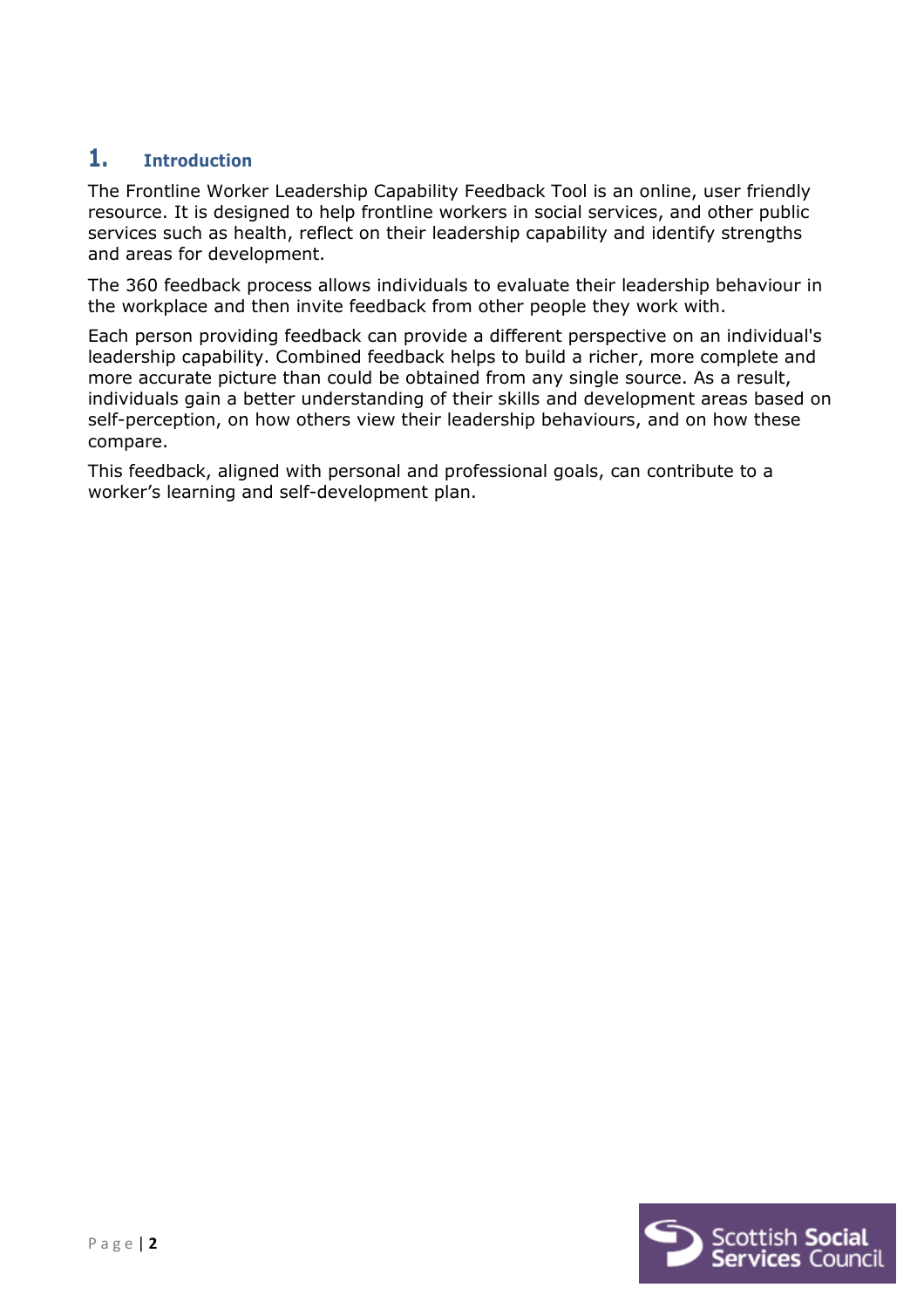## 1. Introduction

The Frontline Worker Leadership Capability Feedback Tool is an online, user friendly resource. It is designed to help frontline workers in social services, and other public services such as health, reflect on their leadership capability and identify strengths and areas for development.

The 360 feedback process allows individuals to evaluate their leadership behaviour in the workplace and then invite feedback from other people they work with.

Each person providing feedback can provide a different perspective on an individual's leadership capability. Combined feedback helps to build a richer, more complete and more accurate picture than could be obtained from any single source. As a result, individuals gain a better understanding of their skills and development areas based on self-perception, on how others view their leadership behaviours, and on how these compare.

This feedback, aligned with personal and professional goals, can contribute to a worker's learning and self-development plan.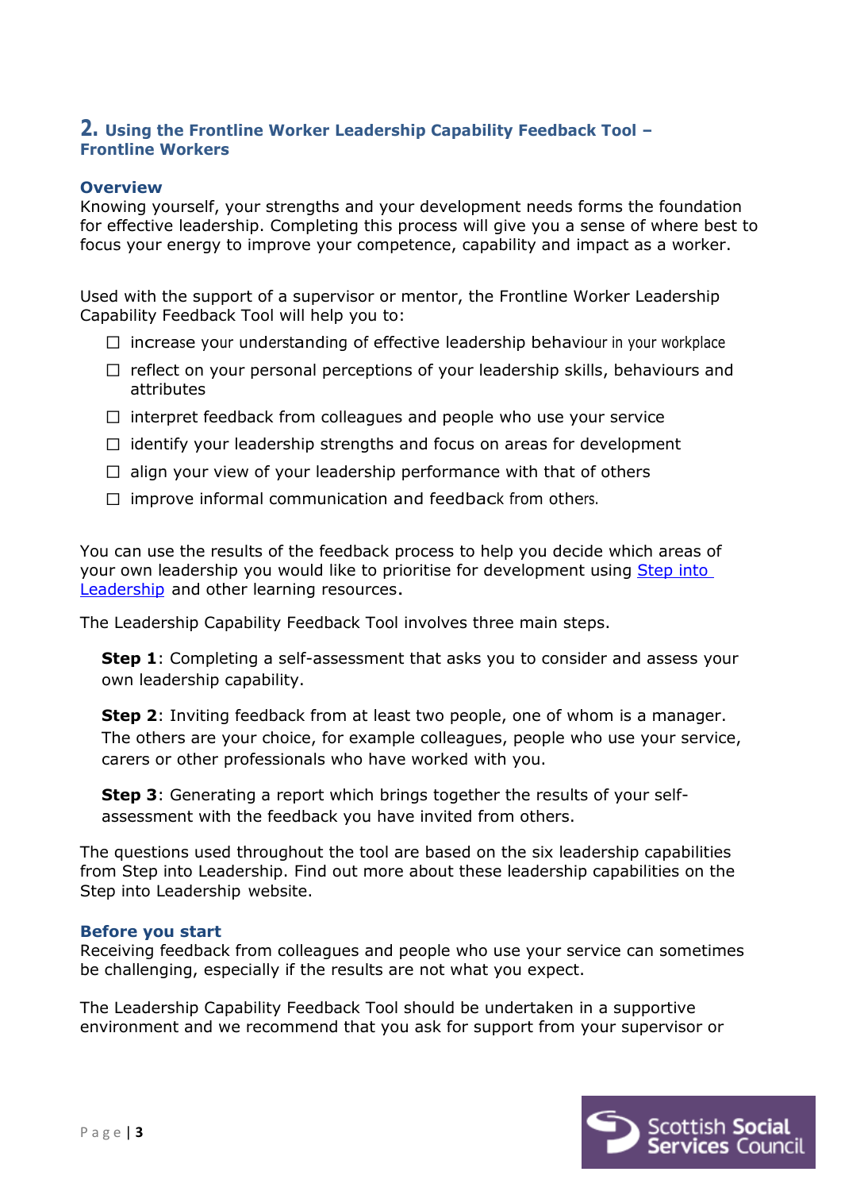## 2. Using the Frontline Worker Leadership Capability Feedback Tool – Frontline Workers

### Overview

Knowing yourself, your strengths and your development needs forms the foundation for effective leadership. Completing this process will give you a sense of where best to focus your energy to improve your competence, capability and impact as a worker.

Used with the support of a supervisor or mentor, the Frontline Worker Leadership Capability Feedback Tool will help you to:

- ☐ increase your understanding of effective leadership behaviour in your workplace
- ☐ reflect on your personal perceptions of your leadership skills, behaviours and attributes
- ☐ interpret feedback from colleagues and people who use your service
- ☐ identify your leadership strengths and focus on areas for development
- ☐ align your view of your leadership performance with that of others
- ☐ improve informal communication and feedback from others.

You can use the results of the feedback process to help you decide which areas of your own leadership you would like to prioritise for development using Step into Leadership and other learning resources.

The Leadership Capability Feedback Tool involves three main steps.

**Step 1**: Completing a self-assessment that asks you to consider and assess your own leadership capability.

**Step 2**: Inviting feedback from at least two people, one of whom is a manager. The others are your choice, for example colleagues, people who use your service, carers or other professionals who have worked with you.

**Step 3**: Generating a report which brings together the results of your self-assessment with the feedback you have invited from others.

The questions used throughout the tool are based on the six leadership capabilities from Step into Leadership. Find out more about these leadership capabilities on the Step into Leadership website.

### Before you start

Receiving feedback from colleagues and people who use your service can sometimes be challenging, especially if the results are not what you expect.

The Leadership Capability Feedback Tool should be undertaken in a supportive environment and we recommend that you ask for support from your supervisor or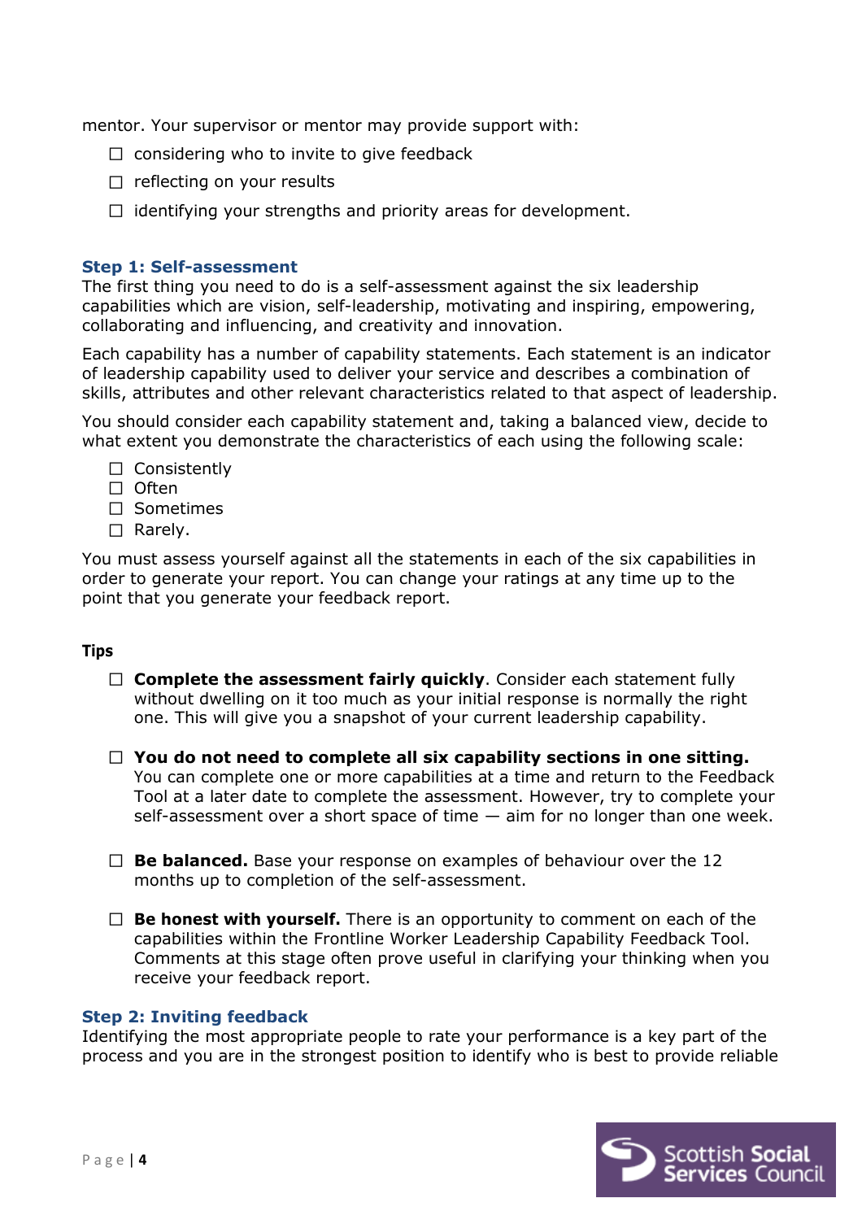mentor. Your supervisor or mentor may provide support with:

- considering who to invite to give feedback
- reflecting on your results
- identifying your strengths and priority areas for development.

### Step 1: Self-assessment

The first thing you need to do is a self-assessment against the six leadership capabilities which are vision, self-leadership, motivating and inspiring, empowering, collaborating and influencing, and creativity and innovation.

Each capability has a number of capability statements. Each statement is an indicator of leadership capability used to deliver your service and describes a combination of skills, attributes and other relevant characteristics related to that aspect of leadership.

You should consider each capability statement and, taking a balanced view, decide to what extent you demonstrate the characteristics of each using the following scale:

- Consistently
- Often
- Sometimes
- Rarely.

You must assess yourself against all the statements in each of the six capabilities in order to generate your report. You can change your ratings at any time up to the point that you generate your feedback report.

#### Tips

- **Complete the assessment fairly quickly**. Consider each statement fully without dwelling on it too much as your initial response is normally the right one. This will give you a snapshot of your current leadership capability.

- **You do not need to complete all six capability sections in one sitting.** You can complete one or more capabilities at a time and return to the Feedback Tool at a later date to complete the assessment. However, try to complete your self-assessment over a short space of time — aim for no longer than one week.

- **Be balanced.** Base your response on examples of behaviour over the 12 months up to completion of the self-assessment.

- **Be honest with yourself.** There is an opportunity to comment on each of the capabilities within the Frontline Worker Leadership Capability Feedback Tool. Comments at this stage often prove useful in clarifying your thinking when you receive your feedback report.

### Step 2: Inviting feedback

Identifying the most appropriate people to rate your performance is a key part of the process and you are in the strongest position to identify who is best to provide reliable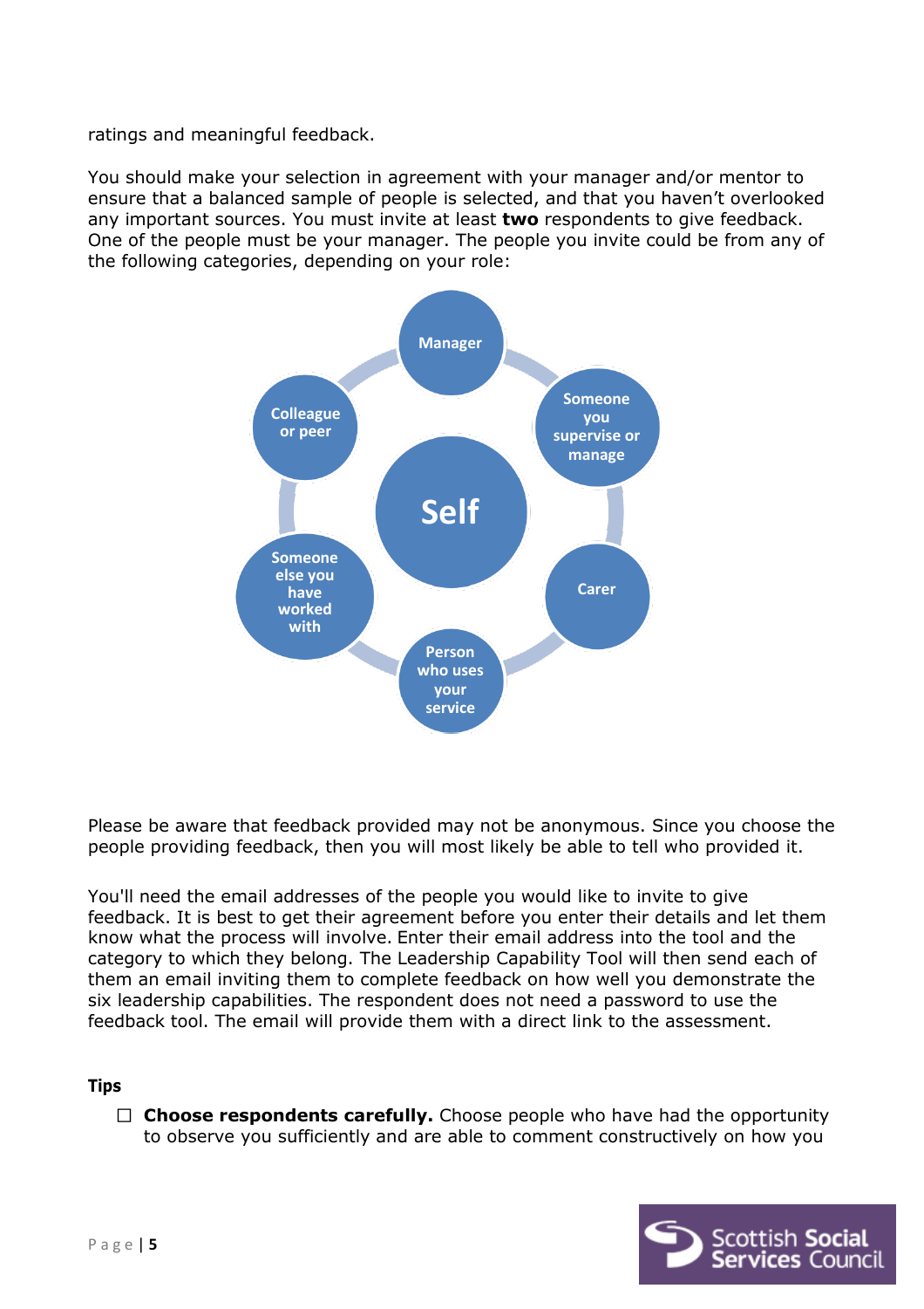ratings and meaningful feedback.

You should make your selection in agreement with your manager and/or mentor to ensure that a balanced sample of people is selected, and that you haven't overlooked any important sources. You must invite at least **two** respondents to give feedback. One of the people must be your manager. The people you invite could be from any of the following categories, depending on your role:

- Self
- Manager
- Someone you supervise or manage
- Carer
- Person who uses your service
- Someone else you have worked with
- Colleague or peer

Please be aware that feedback provided may not be anonymous. Since you choose the people providing feedback, then you will most likely be able to tell who provided it.

You'll need the email addresses of the people you would like to invite to give feedback. It is best to get their agreement before you enter their details and let them know what the process will involve. Enter their email address into the tool and the category to which they belong. The Leadership Capability Tool will then send each of them an email inviting them to complete feedback on how well you demonstrate the six leadership capabilities. The respondent does not need a password to use the feedback tool. The email will provide them with a direct link to the assessment.

**Tips**

- ☐ **Choose respondents carefully.** Choose people who have had the opportunity to observe you sufficiently and are able to comment constructively on how you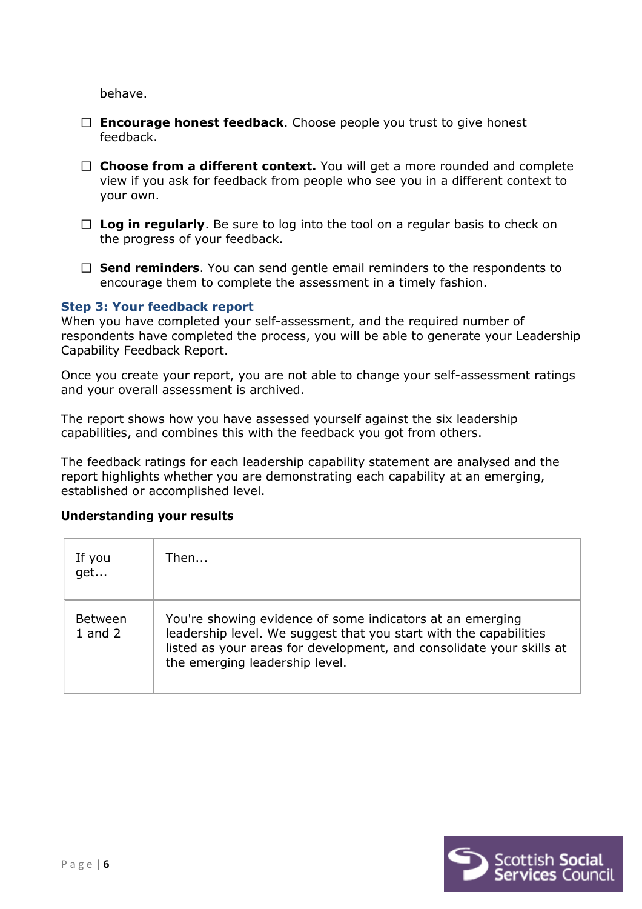behave.

- ☐ **Encourage honest feedback**. Choose people you trust to give honest feedback.

- ☐ **Choose from a different context.** You will get a more rounded and complete view if you ask for feedback from people who see you in a different context to your own.

- ☐ **Log in regularly**. Be sure to log into the tool on a regular basis to check on the progress of your feedback.

- ☐ **Send reminders**. You can send gentle email reminders to the respondents to encourage them to complete the assessment in a timely fashion.

### Step 3: Your feedback report

When you have completed your self-assessment, and the required number of respondents have completed the process, you will be able to generate your Leadership Capability Feedback Report.

Once you create your report, you are not able to change your self-assessment ratings and your overall assessment is archived.

The report shows how you have assessed yourself against the six leadership capabilities, and combines this with the feedback you got from others.

The feedback ratings for each leadership capability statement are analysed and the report highlights whether you are demonstrating each capability at an emerging, established or accomplished level.

**Understanding your results**

| If you get... | Then... |
|---|---|
| Between 1 and 2 | You're showing evidence of some indicators at an emerging leadership level. We suggest that you start with the capabilities listed as your areas for development, and consolidate your skills at the emerging leadership level. |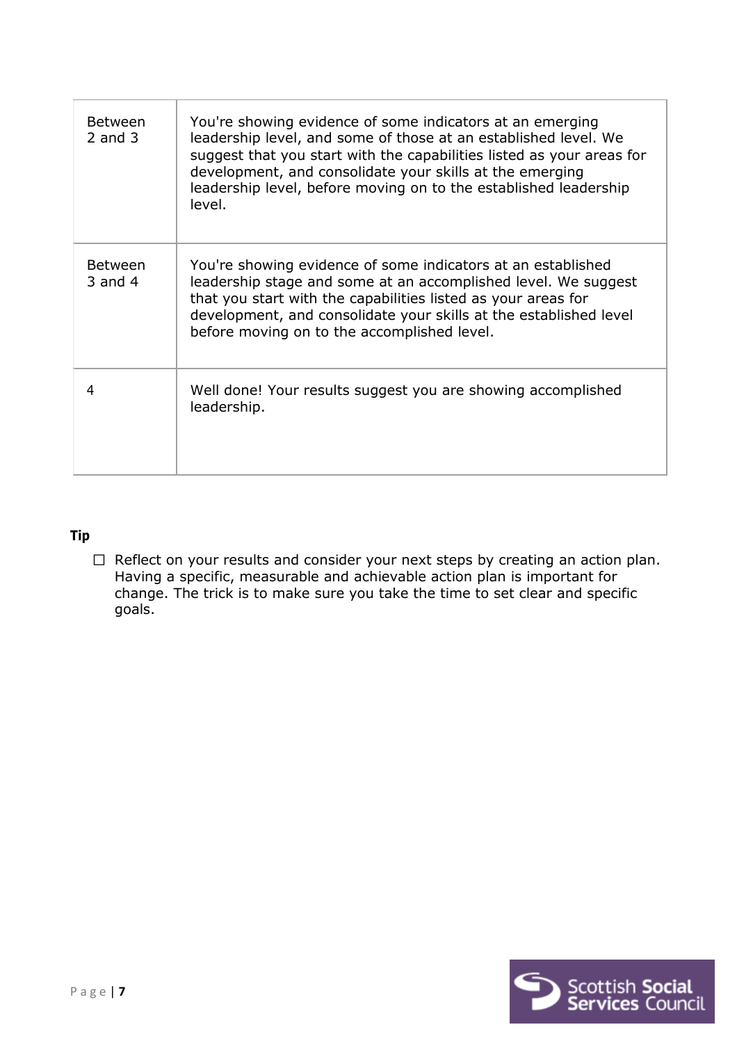| | |
|---|---|
| Between 2 and 3 | You're showing evidence of some indicators at an emerging leadership level, and some of those at an established level. We suggest that you start with the capabilities listed as your areas for development, and consolidate your skills at the emerging leadership level, before moving on to the established leadership level. |
| Between 3 and 4 | You're showing evidence of some indicators at an established leadership stage and some at an accomplished level. We suggest that you start with the capabilities listed as your areas for development, and consolidate your skills at the established level before moving on to the accomplished level. |
| 4 | Well done! Your results suggest you are showing accomplished leadership. |

**Tip**

- ☐ Reflect on your results and consider your next steps by creating an action plan. Having a specific, measurable and achievable action plan is important for change. The trick is to make sure you take the time to set clear and specific goals.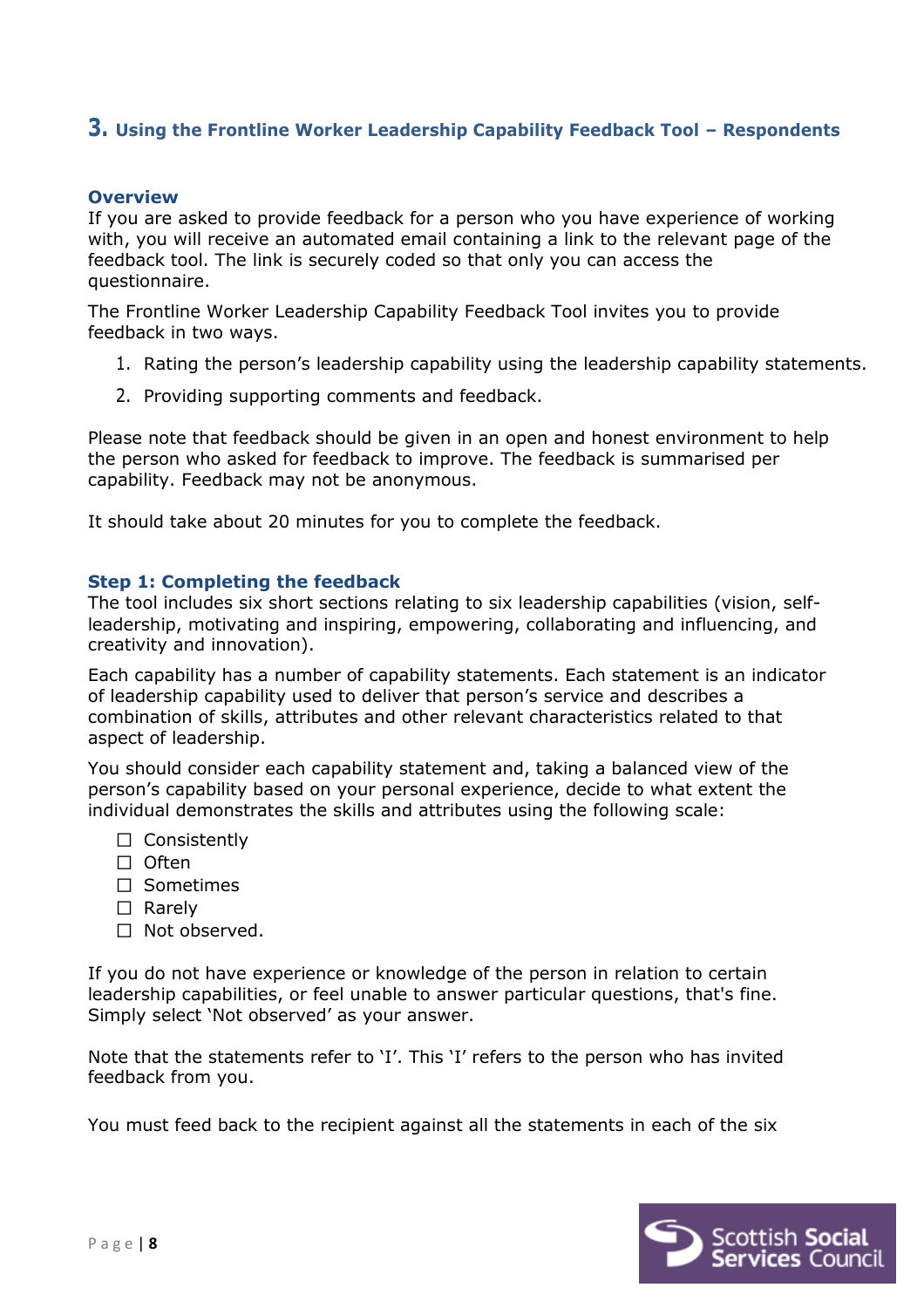## 3. Using the Frontline Worker Leadership Capability Feedback Tool – Respondents

### Overview

If you are asked to provide feedback for a person who you have experience of working with, you will receive an automated email containing a link to the relevant page of the feedback tool. The link is securely coded so that only you can access the questionnaire.

The Frontline Worker Leadership Capability Feedback Tool invites you to provide feedback in two ways.

1. Rating the person's leadership capability using the leadership capability statements.
2. Providing supporting comments and feedback.

Please note that feedback should be given in an open and honest environment to help the person who asked for feedback to improve. The feedback is summarised per capability. Feedback may not be anonymous.

It should take about 20 minutes for you to complete the feedback.

### Step 1: Completing the feedback

The tool includes six short sections relating to six leadership capabilities (vision, self-leadership, motivating and inspiring, empowering, collaborating and influencing, and creativity and innovation).

Each capability has a number of capability statements. Each statement is an indicator of leadership capability used to deliver that person's service and describes a combination of skills, attributes and other relevant characteristics related to that aspect of leadership.

You should consider each capability statement and, taking a balanced view of the person's capability based on your personal experience, decide to what extent the individual demonstrates the skills and attributes using the following scale:

- ☐ Consistently
- ☐ Often
- ☐ Sometimes
- ☐ Rarely
- ☐ Not observed.

If you do not have experience or knowledge of the person in relation to certain leadership capabilities, or feel unable to answer particular questions, that's fine. Simply select 'Not observed' as your answer.

Note that the statements refer to 'I'. This 'I' refers to the person who has invited feedback from you.

You must feed back to the recipient against all the statements in each of the six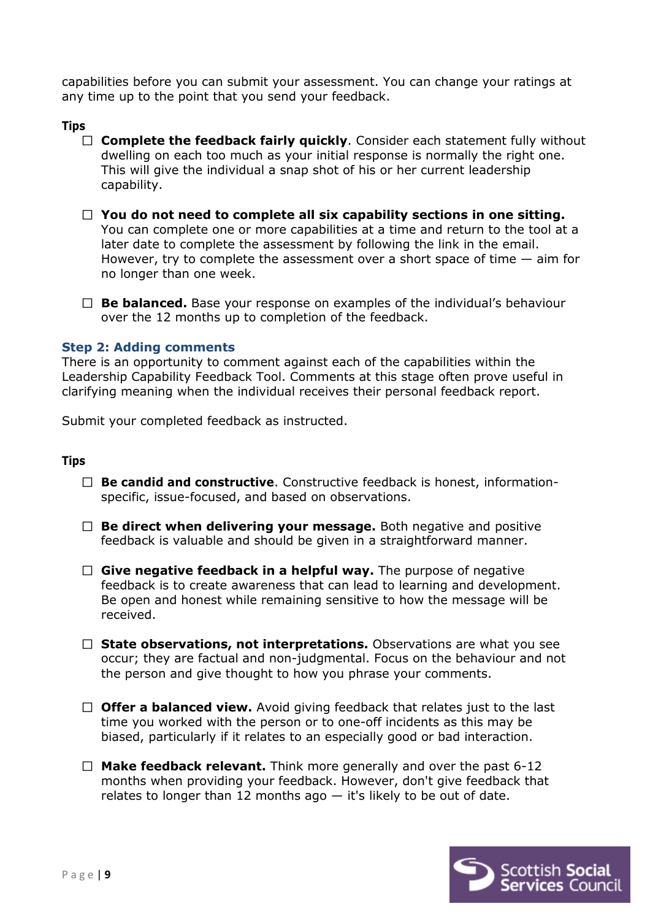capabilities before you can submit your assessment. You can change your ratings at any time up to the point that you send your feedback.

**Tips**

- ☐ **Complete the feedback fairly quickly**. Consider each statement fully without dwelling on each too much as your initial response is normally the right one. This will give the individual a snap shot of his or her current leadership capability.

- ☐ **You do not need to complete all six capability sections in one sitting.** You can complete one or more capabilities at a time and return to the tool at a later date to complete the assessment by following the link in the email. However, try to complete the assessment over a short space of time — aim for no longer than one week.

- ☐ **Be balanced.** Base your response on examples of the individual's behaviour over the 12 months up to completion of the feedback.

### Step 2: Adding comments

There is an opportunity to comment against each of the capabilities within the Leadership Capability Feedback Tool. Comments at this stage often prove useful in clarifying meaning when the individual receives their personal feedback report.

Submit your completed feedback as instructed.

**Tips**

- ☐ **Be candid and constructive**. Constructive feedback is honest, information-specific, issue-focused, and based on observations.

- ☐ **Be direct when delivering your message.** Both negative and positive feedback is valuable and should be given in a straightforward manner.

- ☐ **Give negative feedback in a helpful way.** The purpose of negative feedback is to create awareness that can lead to learning and development. Be open and honest while remaining sensitive to how the message will be received.

- ☐ **State observations, not interpretations.** Observations are what you see occur; they are factual and non-judgmental. Focus on the behaviour and not the person and give thought to how you phrase your comments.

- ☐ **Offer a balanced view.** Avoid giving feedback that relates just to the last time you worked with the person or to one-off incidents as this may be biased, particularly if it relates to an especially good or bad interaction.

- ☐ **Make feedback relevant.** Think more generally and over the past 6-12 months when providing your feedback. However, don't give feedback that relates to longer than 12 months ago — it's likely to be out of date.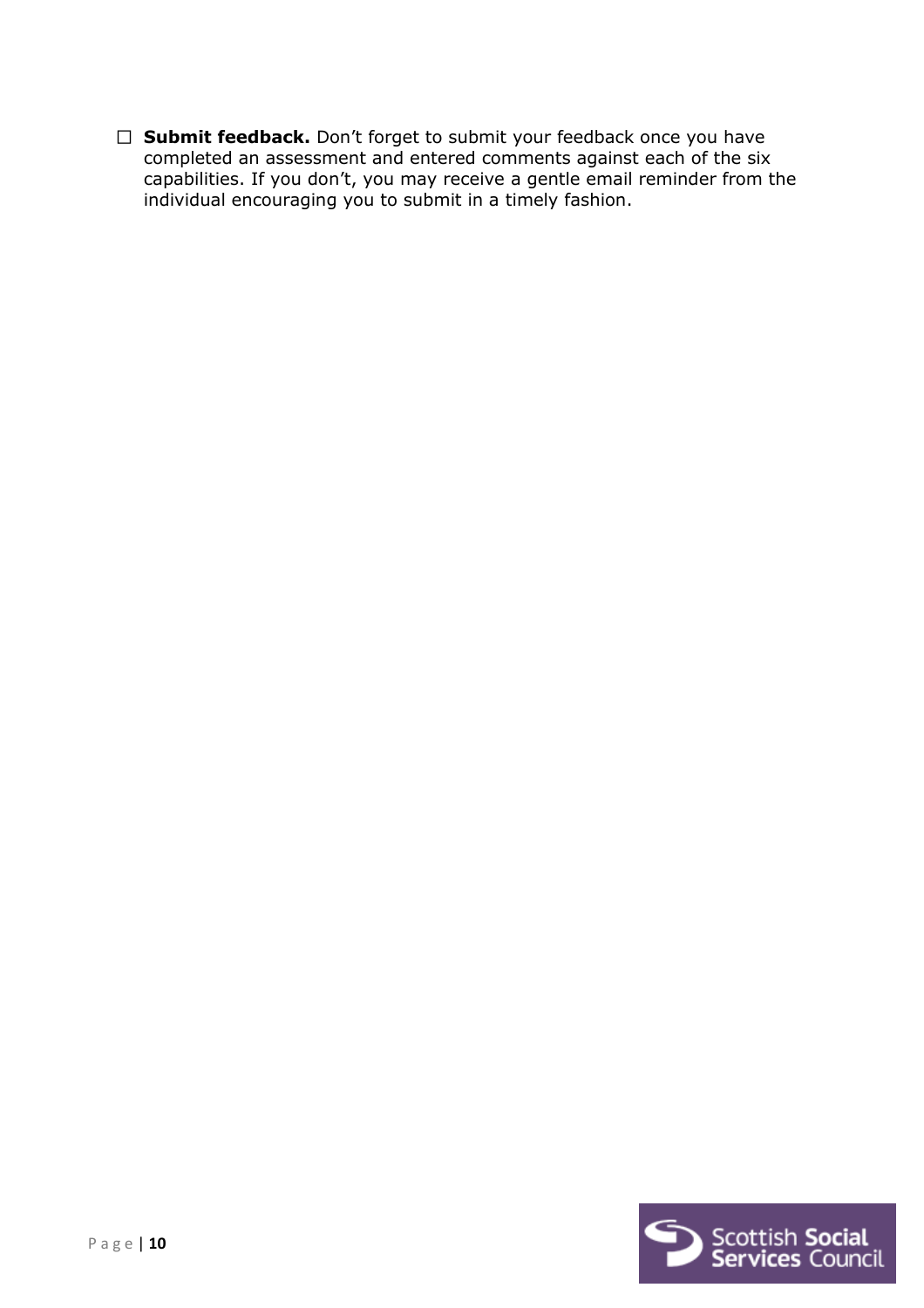- ☐ **Submit feedback.** Don't forget to submit your feedback once you have completed an assessment and entered comments against each of the six capabilities. If you don't, you may receive a gentle email reminder from the individual encouraging you to submit in a timely fashion.